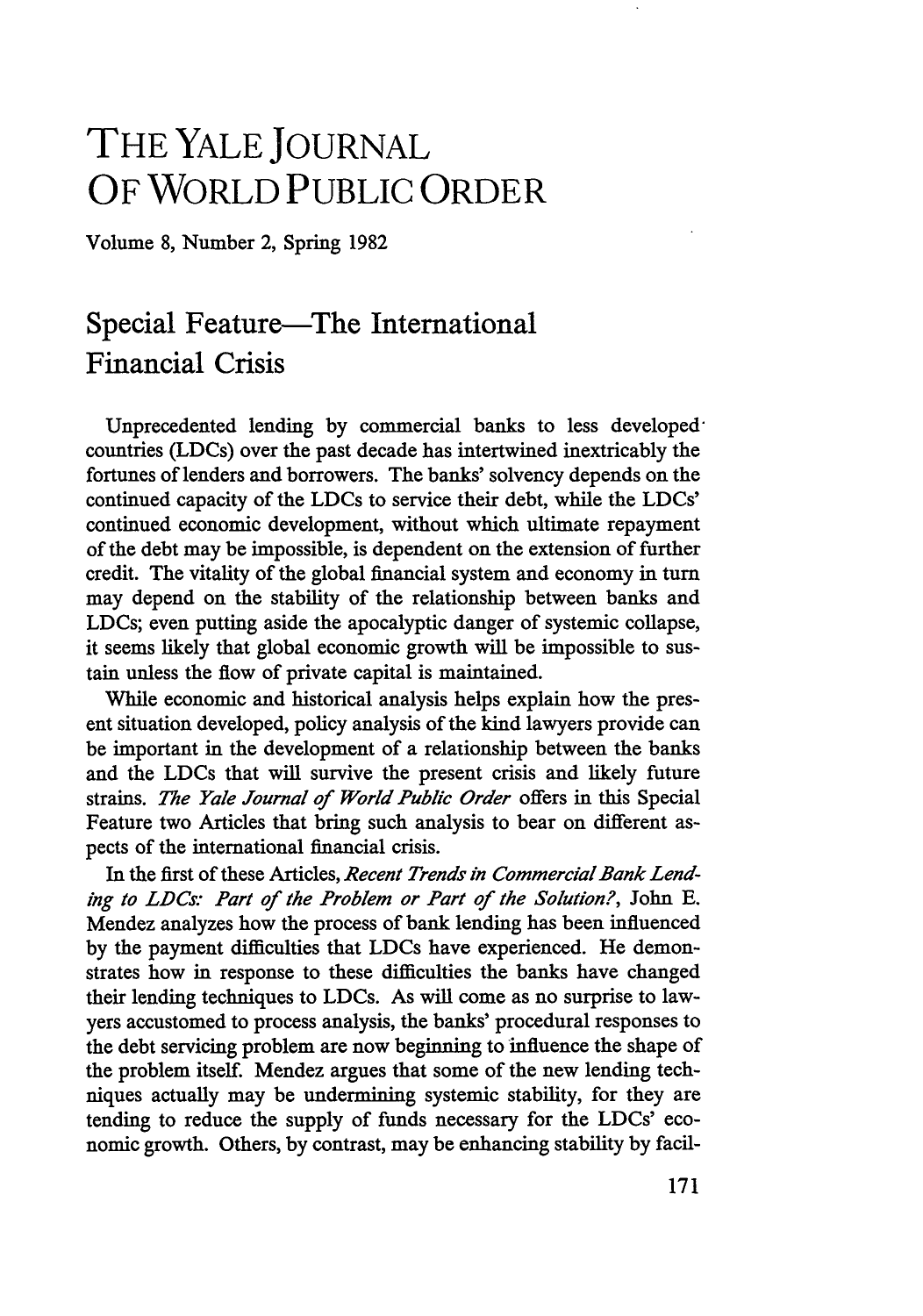# THE YALE JOURNAL OF WORLD PUBLIC ORDER

Volume 8, Number 2, Spring 1982

## Special Feature—The International Financial Crisis

Unprecedented lending by commercial banks to less developed countries (LDCs) over the past decade has intertwined inextricably the fortunes of lenders and borrowers. The banks' solvency depends on the continued capacity of the LDCs to service their debt, while the LDCs' continued economic development, without which ultimate repayment of the debt may be impossible, is dependent on the extension of further credit. The vitality of the global financial system and economy in turn may depend on the stability of the relationship between banks and LDCs; even putting aside the apocalyptic danger of systemic collapse, it seems likely that global economic growth will be impossible to sustain unless the flow of private capital is maintained.

While economic and historical analysis helps explain how the present situation developed, policy analysis of the kind lawyers provide can be important in the development of a relationship between the banks and the LDCs that will survive the present crisis and likely future strains. *The Yale Journal of World Public Order* offers in this Special Feature two Articles that bring such analysis to bear on different aspects of the international financial crisis.

In the first of these Articles, *Recent Trends in Commercial Bank Lending to LDCs: Part of the Problem or Part of the Solution?*, John E. Mendez analyzes how the process of bank lending has been influenced by the payment difficulties that LDCs have experienced. He demonstrates how in response to these difficulties the banks have changed their lending techniques to LDCs. As will come as no surprise to lawyers accustomed to process analysis, the banks' procedural responses to the debt servicing problem are now beginning to influence the shape of the problem itself. Mendez argues that some of the new lending techniques actually may be undermining systemic stability, for they are tending to reduce the supply of funds necessary for the LDCs' economic growth. Others, by contrast, may be enhancing stability by facil-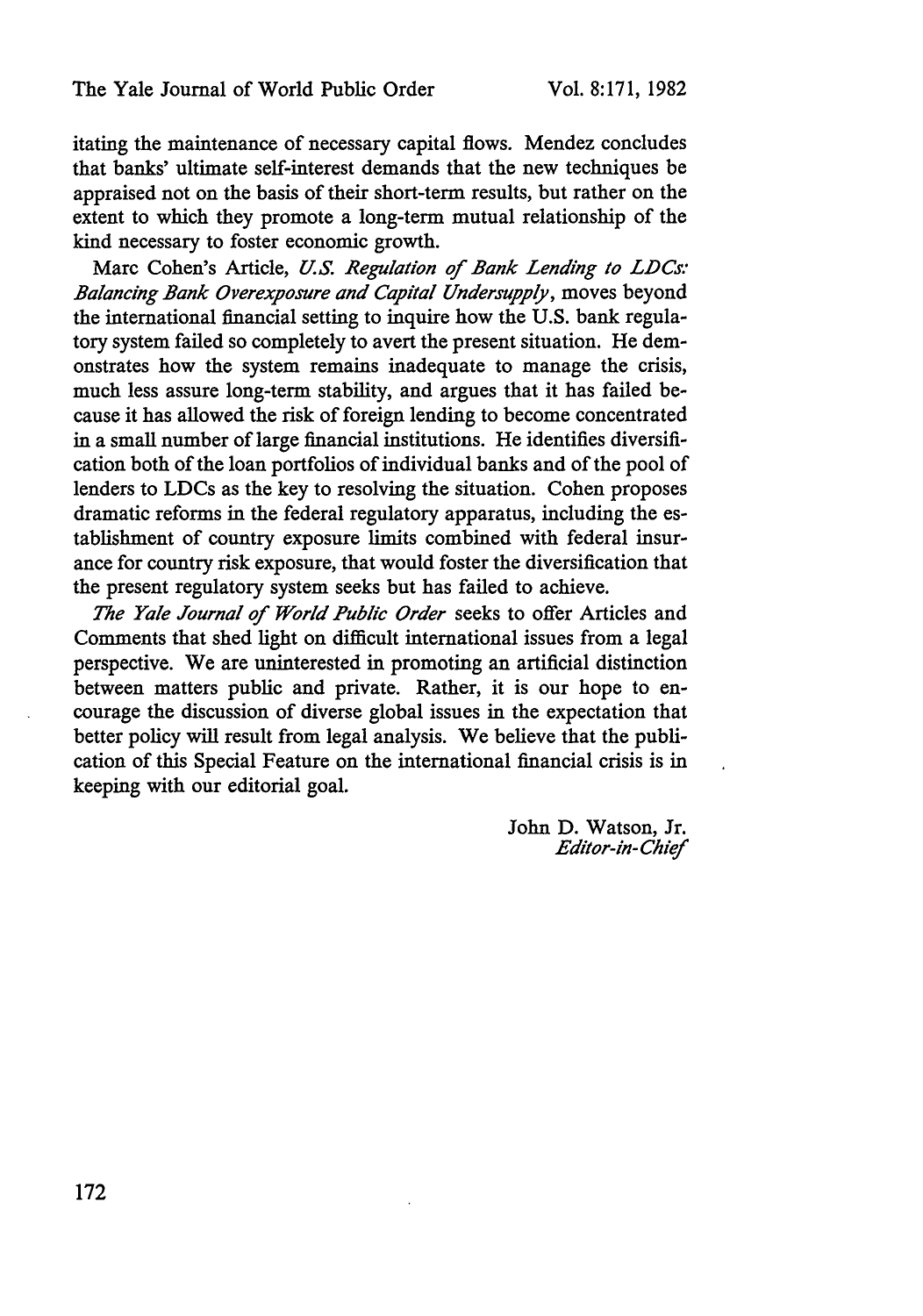itating the maintenance of necessary capital flows. Mendez concludes that banks' ultimate self-interest demands that the new techniques be appraised not on the basis of their short-term results, but rather on the extent to which they promote a long-term mutual relationship of the kind necessary to foster economic growth.

Marc Cohen's Article, *U.S. Regulation of Bank Lending to LDCs: Balancing Bank Overexposure and Capital Undersupply*, moves beyond the international financial setting to inquire how the U.S. bank regulatory system failed so completely to avert the present situation. He demonstrates how the system remains inadequate to manage the crisis, much less assure long-term stability, and argues that it has failed because it has allowed the risk of foreign lending to become concentrated in a small number of large financial institutions. He identifies diversification both of the loan portfolios of individual banks and of the pool of lenders to LDCs as the key to resolving the situation. Cohen proposes dramatic reforms in the federal regulatory apparatus, including the establishment of country exposure limits combined with federal insurance for country risk exposure, that would foster the diversification that the present regulatory system seeks but has failed to achieve.

*The Yale Journal of World Public Order* seeks to offer Articles and Comments that shed light on difficult international issues from a legal perspective. We are uninterested in promoting an artificial distinction between matters public and private. Rather, it is our hope to encourage the discussion of diverse global issues in the expectation that better policy will result from legal analysis. We believe that the publication of this Special Feature on the international financial crisis is in keeping with our editorial goal.

John D. Watson, Jr.
*Editor-in-Chief*